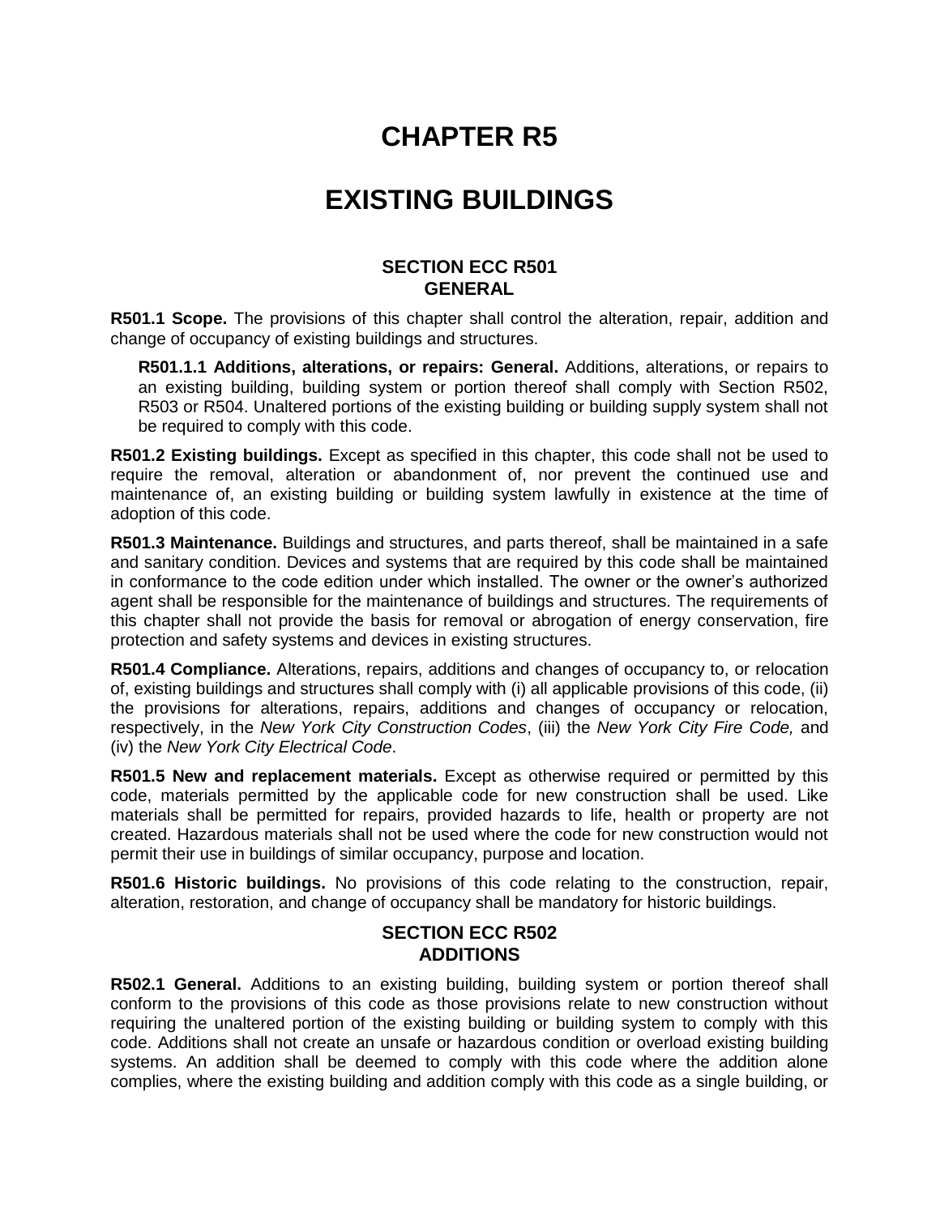# CHAPTER R5

# EXISTING BUILDINGS

## SECTION ECC R501 GENERAL

**R501.1 Scope.** The provisions of this chapter shall control the alteration, repair, addition and change of occupancy of existing buildings and structures.

**R501.1.1 Additions, alterations, or repairs: General.** Additions, alterations, or repairs to an existing building, building system or portion thereof shall comply with Section R502, R503 or R504. Unaltered portions of the existing building or building supply system shall not be required to comply with this code.

**R501.2 Existing buildings.** Except as specified in this chapter, this code shall not be used to require the removal, alteration or abandonment of, nor prevent the continued use and maintenance of, an existing building or building system lawfully in existence at the time of adoption of this code.

**R501.3 Maintenance.** Buildings and structures, and parts thereof, shall be maintained in a safe and sanitary condition. Devices and systems that are required by this code shall be maintained in conformance to the code edition under which installed. The owner or the owner's authorized agent shall be responsible for the maintenance of buildings and structures. The requirements of this chapter shall not provide the basis for removal or abrogation of energy conservation, fire protection and safety systems and devices in existing structures.

**R501.4 Compliance.** Alterations, repairs, additions and changes of occupancy to, or relocation of, existing buildings and structures shall comply with (i) all applicable provisions of this code, (ii) the provisions for alterations, repairs, additions and changes of occupancy or relocation, respectively, in the *New York City Construction Codes*, (iii) the *New York City Fire Code,* and (iv) the *New York City Electrical Code*.

**R501.5 New and replacement materials.** Except as otherwise required or permitted by this code, materials permitted by the applicable code for new construction shall be used. Like materials shall be permitted for repairs, provided hazards to life, health or property are not created. Hazardous materials shall not be used where the code for new construction would not permit their use in buildings of similar occupancy, purpose and location.

**R501.6 Historic buildings.** No provisions of this code relating to the construction, repair, alteration, restoration, and change of occupancy shall be mandatory for historic buildings.

## SECTION ECC R502 ADDITIONS

**R502.1 General.** Additions to an existing building, building system or portion thereof shall conform to the provisions of this code as those provisions relate to new construction without requiring the unaltered portion of the existing building or building system to comply with this code. Additions shall not create an unsafe or hazardous condition or overload existing building systems. An addition shall be deemed to comply with this code where the addition alone complies, where the existing building and addition comply with this code as a single building, or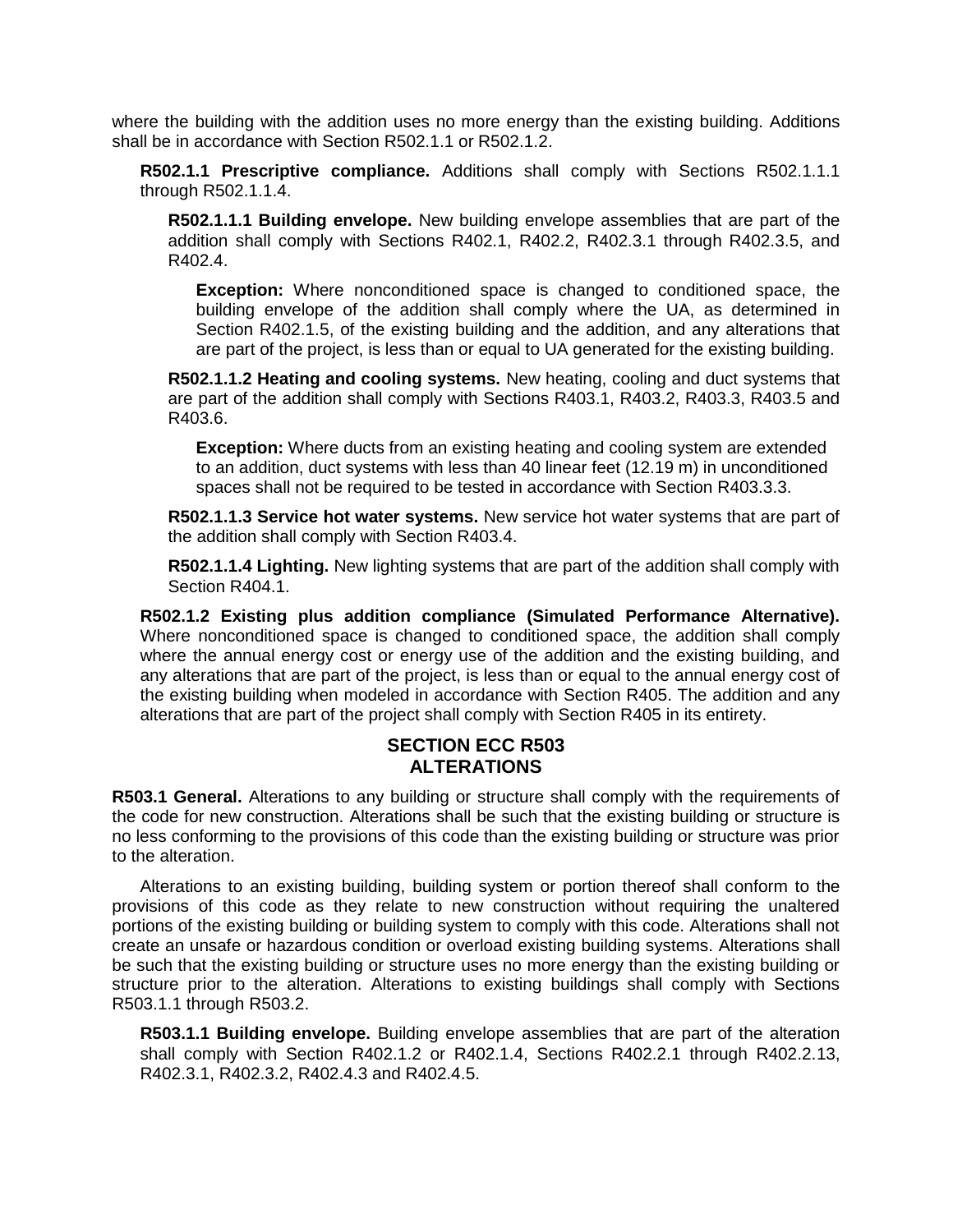where the building with the addition uses no more energy than the existing building. Additions shall be in accordance with Section R502.1.1 or R502.1.2.

**R502.1.1 Prescriptive compliance.** Additions shall comply with Sections R502.1.1.1 through R502.1.1.4.

**R502.1.1.1 Building envelope.** New building envelope assemblies that are part of the addition shall comply with Sections R402.1, R402.2, R402.3.1 through R402.3.5, and R402.4.

**Exception:** Where nonconditioned space is changed to conditioned space, the building envelope of the addition shall comply where the UA, as determined in Section R402.1.5, of the existing building and the addition, and any alterations that are part of the project, is less than or equal to UA generated for the existing building.

**R502.1.1.2 Heating and cooling systems.** New heating, cooling and duct systems that are part of the addition shall comply with Sections R403.1, R403.2, R403.3, R403.5 and R403.6.

**Exception:** Where ducts from an existing heating and cooling system are extended to an addition, duct systems with less than 40 linear feet (12.19 m) in unconditioned spaces shall not be required to be tested in accordance with Section R403.3.3.

**R502.1.1.3 Service hot water systems.** New service hot water systems that are part of the addition shall comply with Section R403.4.

**R502.1.1.4 Lighting.** New lighting systems that are part of the addition shall comply with Section R404.1.

**R502.1.2 Existing plus addition compliance (Simulated Performance Alternative).** Where nonconditioned space is changed to conditioned space, the addition shall comply where the annual energy cost or energy use of the addition and the existing building, and any alterations that are part of the project, is less than or equal to the annual energy cost of the existing building when modeled in accordance with Section R405. The addition and any alterations that are part of the project shall comply with Section R405 in its entirety.

## SECTION ECC R503 ALTERATIONS

**R503.1 General.** Alterations to any building or structure shall comply with the requirements of the code for new construction. Alterations shall be such that the existing building or structure is no less conforming to the provisions of this code than the existing building or structure was prior to the alteration.

Alterations to an existing building, building system or portion thereof shall conform to the provisions of this code as they relate to new construction without requiring the unaltered portions of the existing building or building system to comply with this code. Alterations shall not create an unsafe or hazardous condition or overload existing building systems. Alterations shall be such that the existing building or structure uses no more energy than the existing building or structure prior to the alteration. Alterations to existing buildings shall comply with Sections R503.1.1 through R503.2.

**R503.1.1 Building envelope.** Building envelope assemblies that are part of the alteration shall comply with Section R402.1.2 or R402.1.4, Sections R402.2.1 through R402.2.13, R402.3.1, R402.3.2, R402.4.3 and R402.4.5.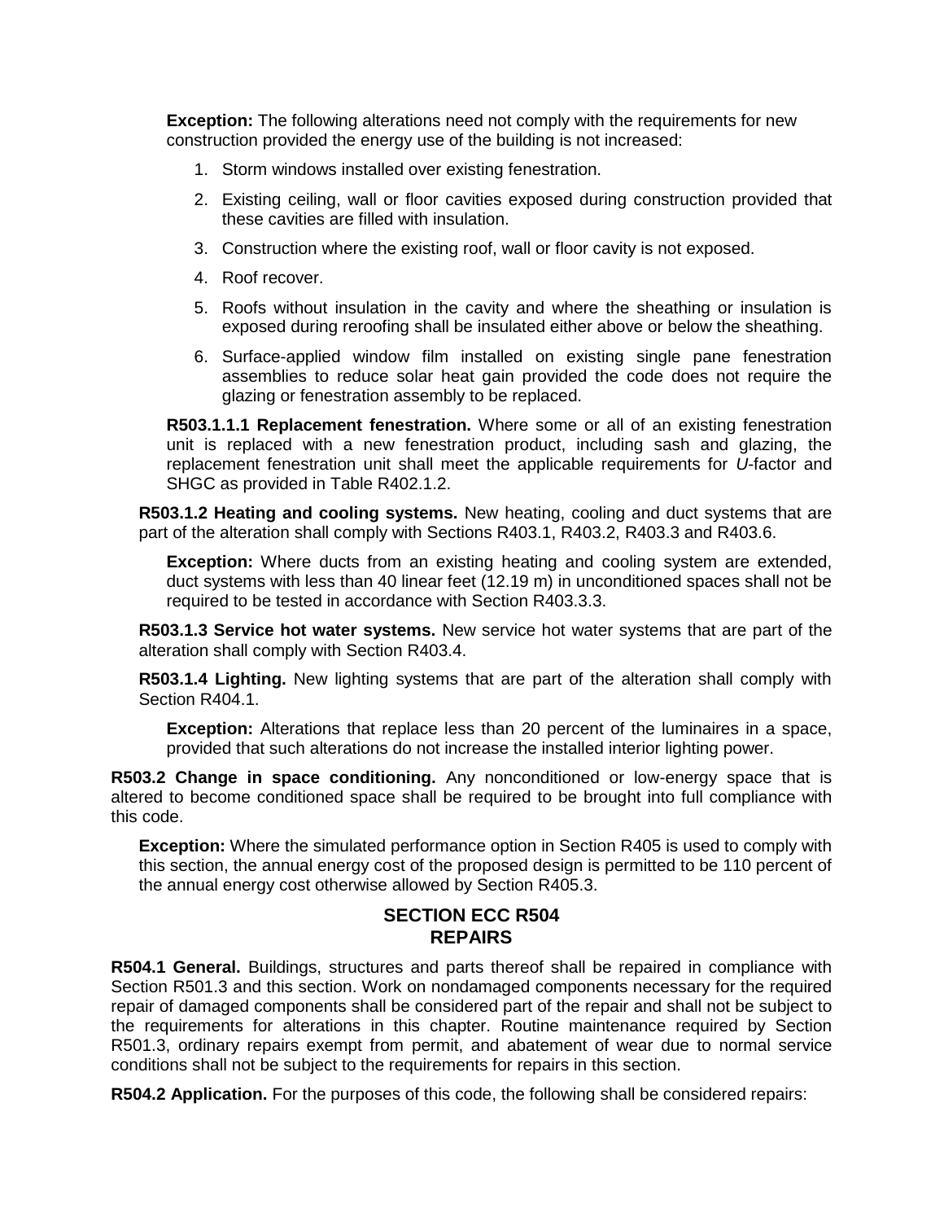**Exception:** The following alterations need not comply with the requirements for new construction provided the energy use of the building is not increased:

1. Storm windows installed over existing fenestration.
2. Existing ceiling, wall or floor cavities exposed during construction provided that these cavities are filled with insulation.
3. Construction where the existing roof, wall or floor cavity is not exposed.
4. Roof recover.
5. Roofs without insulation in the cavity and where the sheathing or insulation is exposed during reroofing shall be insulated either above or below the sheathing.
6. Surface-applied window film installed on existing single pane fenestration assemblies to reduce solar heat gain provided the code does not require the glazing or fenestration assembly to be replaced.

**R503.1.1.1 Replacement fenestration.** Where some or all of an existing fenestration unit is replaced with a new fenestration product, including sash and glazing, the replacement fenestration unit shall meet the applicable requirements for *U*-factor and SHGC as provided in Table R402.1.2.

**R503.1.2 Heating and cooling systems.** New heating, cooling and duct systems that are part of the alteration shall comply with Sections R403.1, R403.2, R403.3 and R403.6.

**Exception:** Where ducts from an existing heating and cooling system are extended, duct systems with less than 40 linear feet (12.19 m) in unconditioned spaces shall not be required to be tested in accordance with Section R403.3.3.

**R503.1.3 Service hot water systems.** New service hot water systems that are part of the alteration shall comply with Section R403.4.

**R503.1.4 Lighting.** New lighting systems that are part of the alteration shall comply with Section R404.1.

**Exception:** Alterations that replace less than 20 percent of the luminaires in a space, provided that such alterations do not increase the installed interior lighting power.

**R503.2 Change in space conditioning.** Any nonconditioned or low-energy space that is altered to become conditioned space shall be required to be brought into full compliance with this code.

**Exception:** Where the simulated performance option in Section R405 is used to comply with this section, the annual energy cost of the proposed design is permitted to be 110 percent of the annual energy cost otherwise allowed by Section R405.3.

## SECTION ECC R504
## REPAIRS

**R504.1 General.** Buildings, structures and parts thereof shall be repaired in compliance with Section R501.3 and this section. Work on nondamaged components necessary for the required repair of damaged components shall be considered part of the repair and shall not be subject to the requirements for alterations in this chapter. Routine maintenance required by Section R501.3, ordinary repairs exempt from permit, and abatement of wear due to normal service conditions shall not be subject to the requirements for repairs in this section.

**R504.2 Application.** For the purposes of this code, the following shall be considered repairs: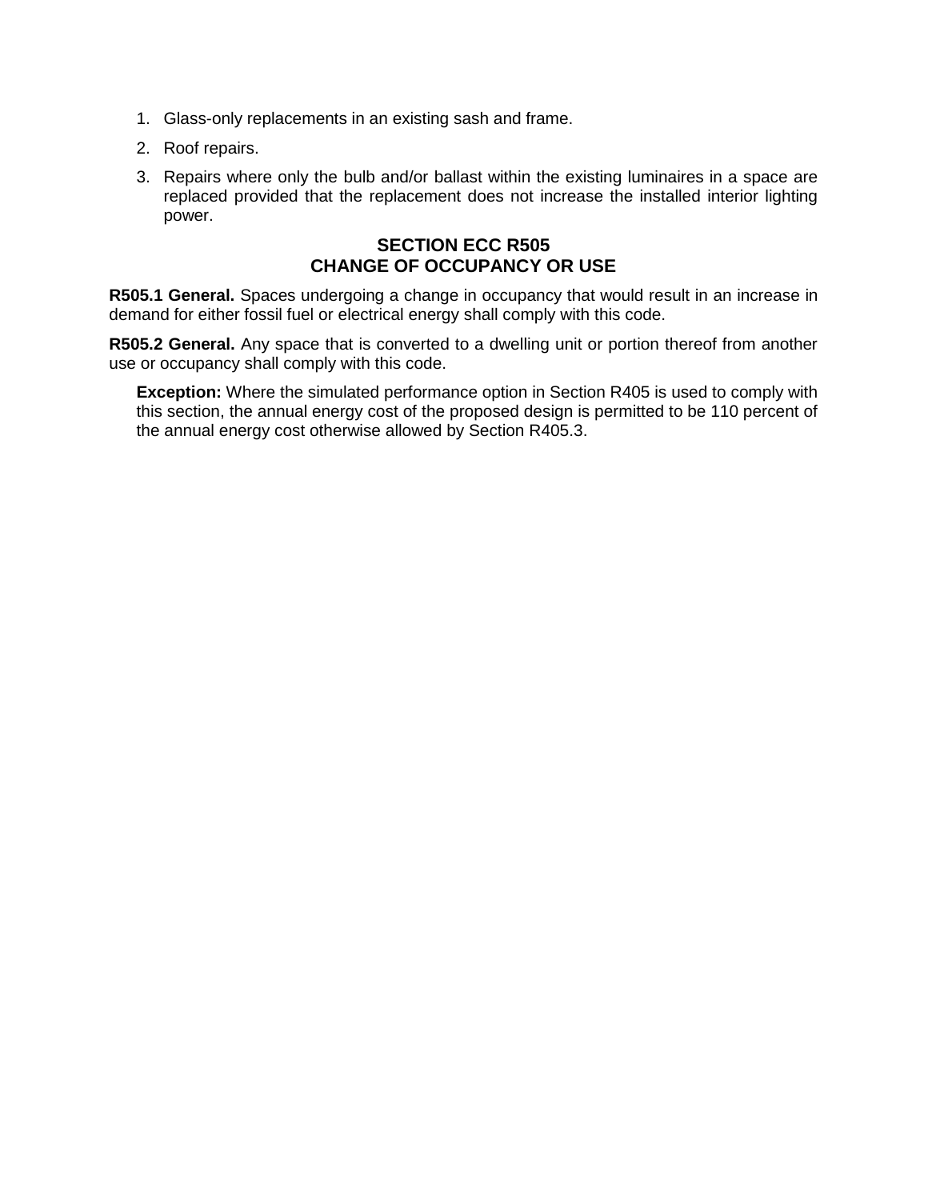1. Glass-only replacements in an existing sash and frame.
2. Roof repairs.
3. Repairs where only the bulb and/or ballast within the existing luminaires in a space are replaced provided that the replacement does not increase the installed interior lighting power.

## SECTION ECC R505
## CHANGE OF OCCUPANCY OR USE

**R505.1 General.** Spaces undergoing a change in occupancy that would result in an increase in demand for either fossil fuel or electrical energy shall comply with this code.

**R505.2 General.** Any space that is converted to a dwelling unit or portion thereof from another use or occupancy shall comply with this code.

> **Exception:** Where the simulated performance option in Section R405 is used to comply with this section, the annual energy cost of the proposed design is permitted to be 110 percent of the annual energy cost otherwise allowed by Section R405.3.